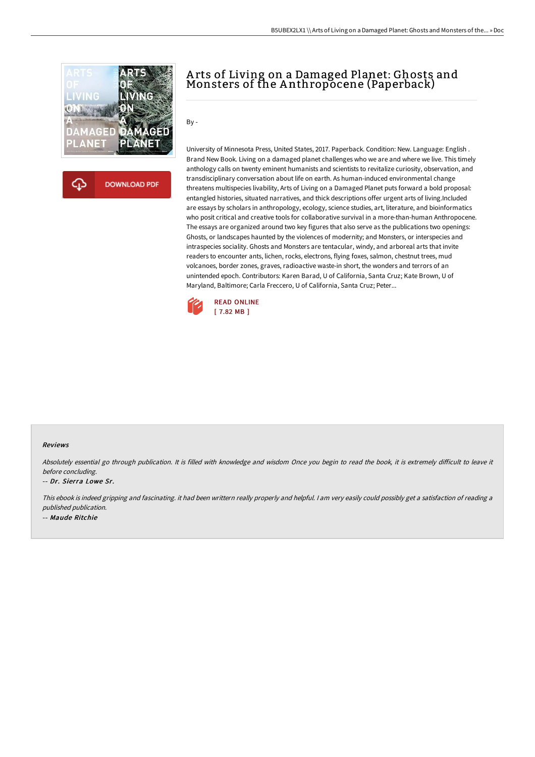# Arts of Living on a Damaged Planet: Ghosts and Monsters of the Anthropocene (Paperback)

By -

University of Minnesota Press, United States, 2017. Paperback. Condition: New. Language: English . Brand New Book. Living on a damaged planet challenges who we are and where we live. This timely anthology calls on twenty eminent humanists and scientists to revitalize curiosity, observation, and transdisciplinary conversation about life on earth. As human-induced environmental change threatens multispecies livability, Arts of Living on a Damaged Planet puts forward a bold proposal: entangled histories, situated narratives, and thick descriptions offer urgent arts of living.Included are essays by scholars in anthropology, ecology, science studies, art, literature, and bioinformatics who posit critical and creative tools for collaborative survival in a more-than-human Anthropocene. The essays are organized around two key figures that also serve as the publications two openings: Ghosts, or landscapes haunted by the violences of modernity; and Monsters, or interspecies and intraspecies sociality. Ghosts and Monsters are tentacular, windy, and arboreal arts that invite readers to encounter ants, lichen, rocks, electrons, flying foxes, salmon, chestnut trees, mud volcanoes, border zones, graves, radioactive waste-in short, the wonders and terrors of an unintended epoch. Contributors: Karen Barad, U of California, Santa Cruz; Kate Brown, U of Maryland, Baltimore; Carla Freccero, U of California, Santa Cruz; Peter...

READ ONLINE
[ 7.82 MB ]

#### Reviews

*Absolutely essential go through publication. It is filled with knowledge and wisdom Once you begin to read the book, it is extremely difficult to leave it before concluding.*

-- *Dr. Sierra Lowe Sr.*

*This ebook is indeed gripping and fascinating. it had been writtern really properly and helpful. I am very easily could possibly get a satisfaction of reading a published publication.*

-- *Maude Ritchie*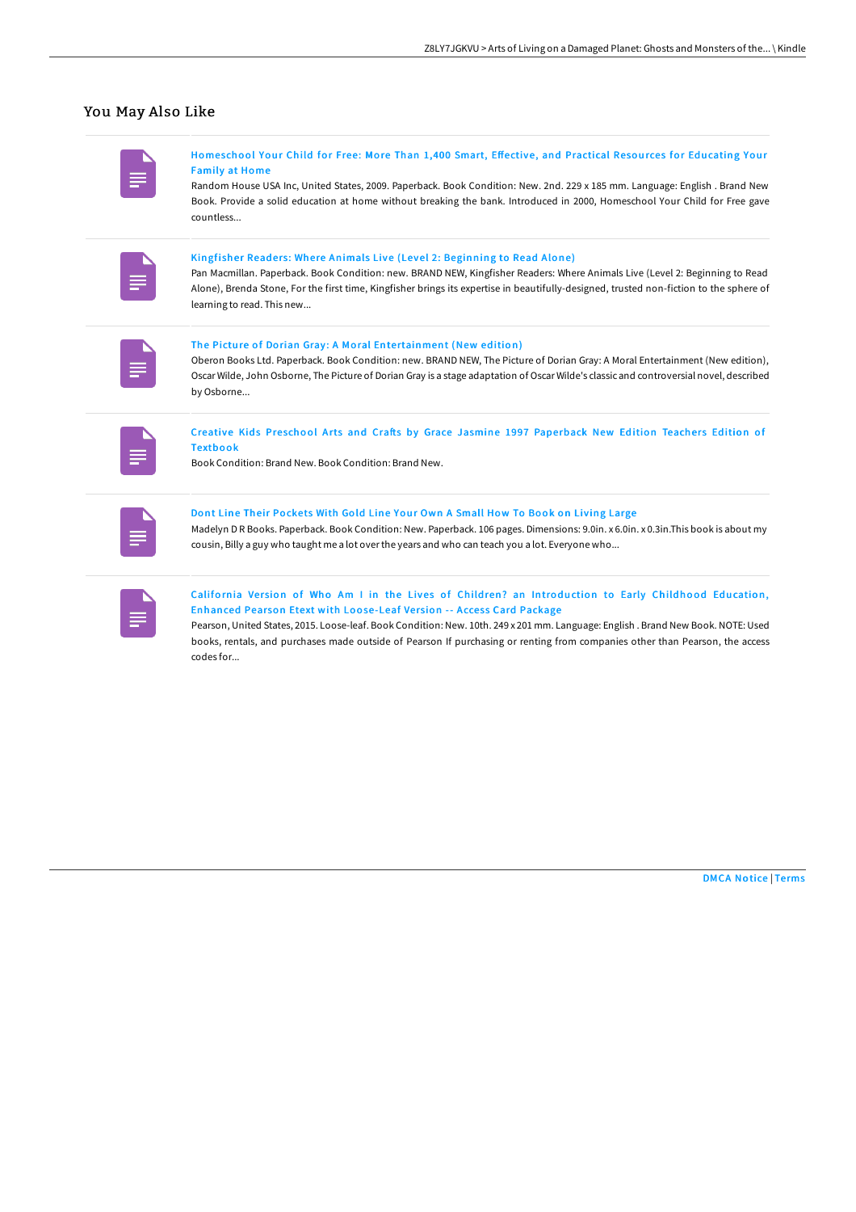## You May Also Like

### Homeschool Your Child for Free: More Than 1,400 Smart, Effective, and Practical Resources for Educating Your Family at Home

Random House USA Inc, United States, 2009. Paperback. Book Condition: New. 2nd. 229 x 185 mm. Language: English . Brand New Book. Provide a solid education at home without breaking the bank. Introduced in 2000, Homeschool Your Child for Free gave countless...

### Kingfisher Readers: Where Animals Live (Level 2: Beginning to Read Alone)

Pan Macmillan. Paperback. Book Condition: new. BRAND NEW, Kingfisher Readers: Where Animals Live (Level 2: Beginning to Read Alone), Brenda Stone, For the first time, Kingfisher brings its expertise in beautifully-designed, trusted non-fiction to the sphere of learning to read. This new...

### The Picture of Dorian Gray: A Moral Entertainment (New edition)

Oberon Books Ltd. Paperback. Book Condition: new. BRAND NEW, The Picture of Dorian Gray: A Moral Entertainment (New edition), Oscar Wilde, John Osborne, The Picture of Dorian Gray is a stage adaptation of Oscar Wilde's classic and controversial novel, described by Osborne...

### Creative Kids Preschool Arts and Crafts by Grace Jasmine 1997 Paperback New Edition Teachers Edition of Textbook

Book Condition: Brand New. Book Condition: Brand New.

### Dont Line Their Pockets With Gold Line Your Own A Small How To Book on Living Large

Madelyn D R Books. Paperback. Book Condition: New. Paperback. 106 pages. Dimensions: 9.0in. x 6.0in. x 0.3in.This book is about my cousin, Billy a guy who taught me a lot over the years and who can teach you a lot. Everyone who...

### California Version of Who Am I in the Lives of Children? an Introduction to Early Childhood Education, Enhanced Pearson Etext with Loose-Leaf Version -- Access Card Package

Pearson, United States, 2015. Loose-leaf. Book Condition: New. 10th. 249 x 201 mm. Language: English . Brand New Book. NOTE: Used books, rentals, and purchases made outside of Pearson If purchasing or renting from companies other than Pearson, the access codes for...